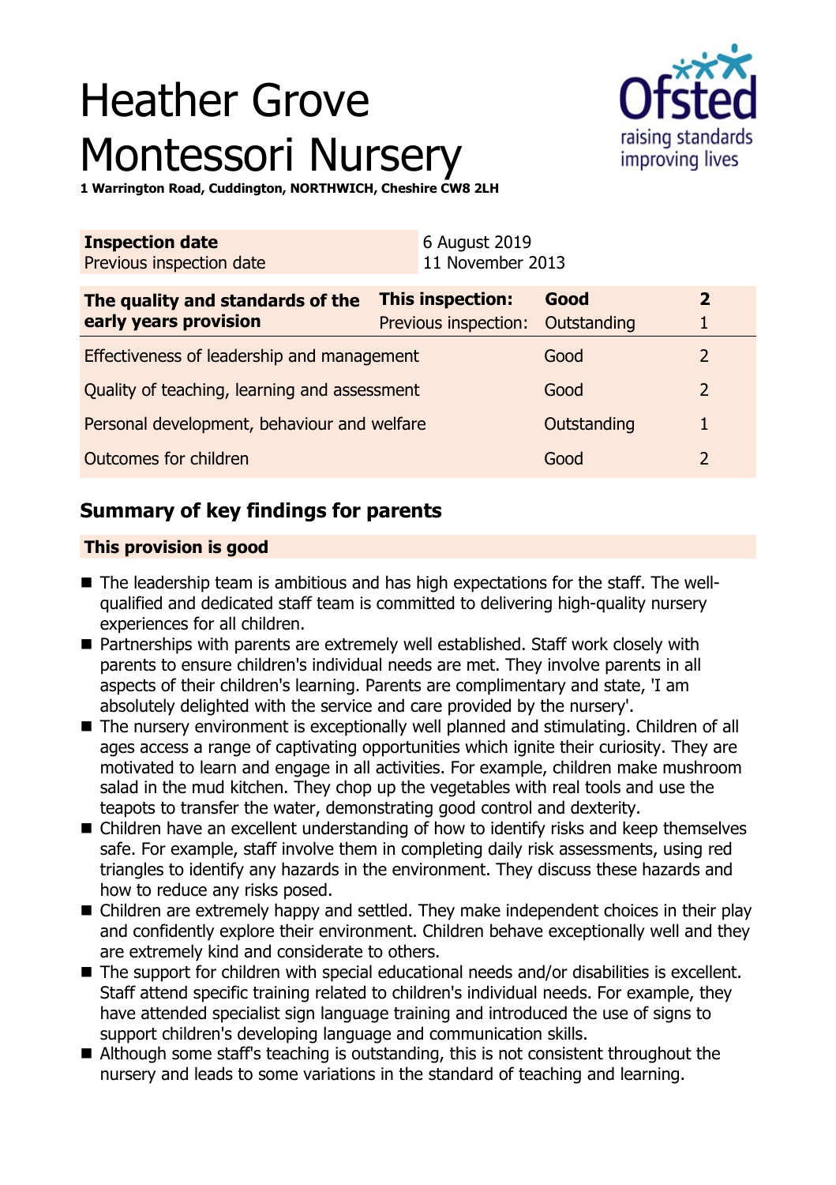# Heather Grove Montessori Nursery

**1 Warrington Road, Cuddington, NORTHWICH, Cheshire CW8 2LH**

| **Inspection date** | 6 August 2019 |
|---|---|
| Previous inspection date | 11 November 2013 |

| **The quality and standards of the early years provision** | **This inspection:** | **Good** | **2** |
|---|---|---|---|
| | Previous inspection: | Outstanding | 1 |
| Effectiveness of leadership and management | | Good | 2 |
| Quality of teaching, learning and assessment | | Good | 2 |
| Personal development, behaviour and welfare | | Outstanding | 1 |
| Outcomes for children | | Good | 2 |

## Summary of key findings for parents

**This provision is good**

- The leadership team is ambitious and has high expectations for the staff. The well-qualified and dedicated staff team is committed to delivering high-quality nursery experiences for all children.
- Partnerships with parents are extremely well established. Staff work closely with parents to ensure children's individual needs are met. They involve parents in all aspects of their children's learning. Parents are complimentary and state, 'I am absolutely delighted with the service and care provided by the nursery'.
- The nursery environment is exceptionally well planned and stimulating. Children of all ages access a range of captivating opportunities which ignite their curiosity. They are motivated to learn and engage in all activities. For example, children make mushroom salad in the mud kitchen. They chop up the vegetables with real tools and use the teapots to transfer the water, demonstrating good control and dexterity.
- Children have an excellent understanding of how to identify risks and keep themselves safe. For example, staff involve them in completing daily risk assessments, using red triangles to identify any hazards in the environment. They discuss these hazards and how to reduce any risks posed.
- Children are extremely happy and settled. They make independent choices in their play and confidently explore their environment. Children behave exceptionally well and they are extremely kind and considerate to others.
- The support for children with special educational needs and/or disabilities is excellent. Staff attend specific training related to children's individual needs. For example, they have attended specialist sign language training and introduced the use of signs to support children's developing language and communication skills.
- Although some staff's teaching is outstanding, this is not consistent throughout the nursery and leads to some variations in the standard of teaching and learning.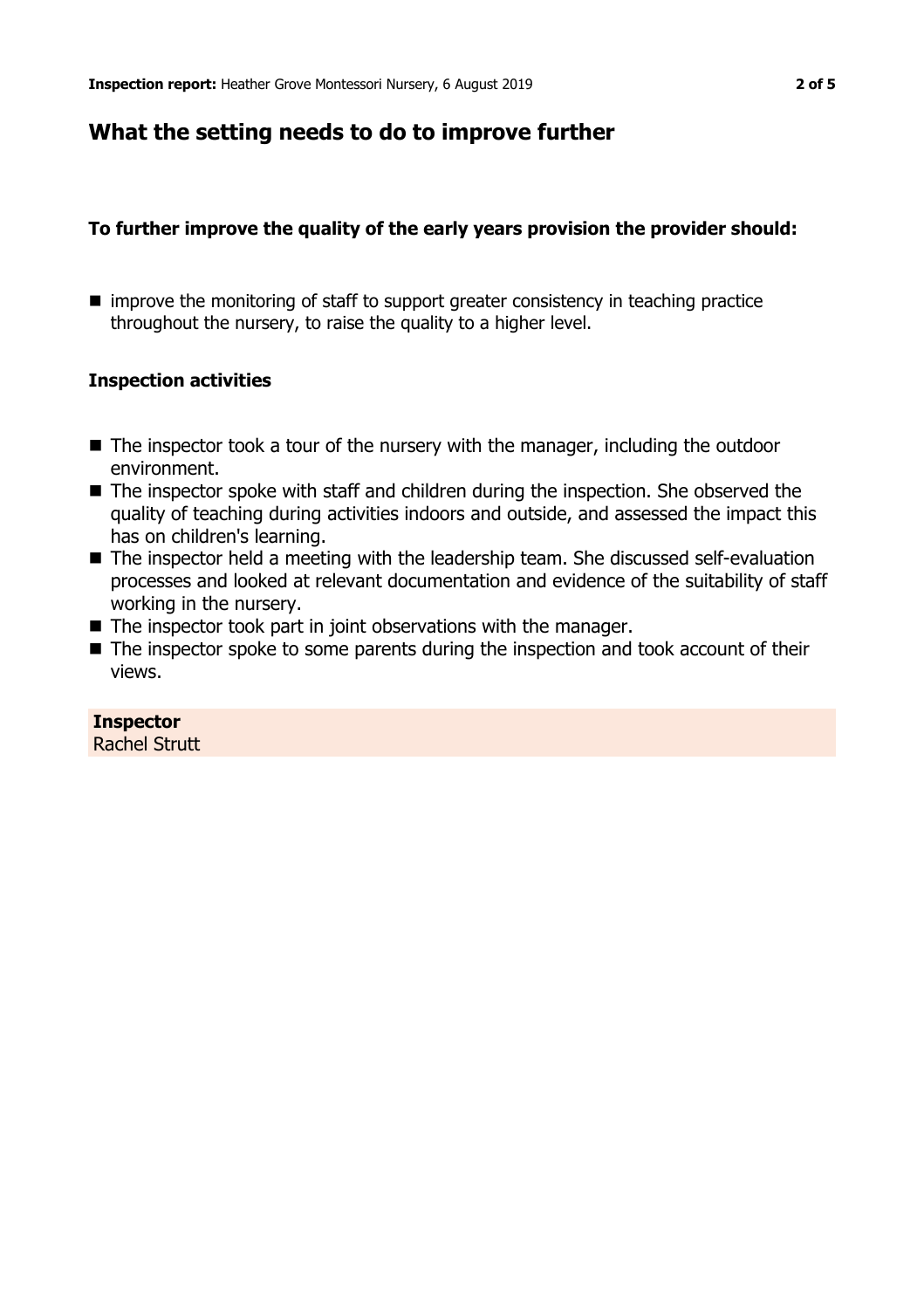## What the setting needs to do to improve further

### To further improve the quality of the early years provision the provider should:

- improve the monitoring of staff to support greater consistency in teaching practice throughout the nursery, to raise the quality to a higher level.

### Inspection activities

- The inspector took a tour of the nursery with the manager, including the outdoor environment.
- The inspector spoke with staff and children during the inspection. She observed the quality of teaching during activities indoors and outside, and assessed the impact this has on children's learning.
- The inspector held a meeting with the leadership team. She discussed self-evaluation processes and looked at relevant documentation and evidence of the suitability of staff working in the nursery.
- The inspector took part in joint observations with the manager.
- The inspector spoke to some parents during the inspection and took account of their views.

**Inspector**
Rachel Strutt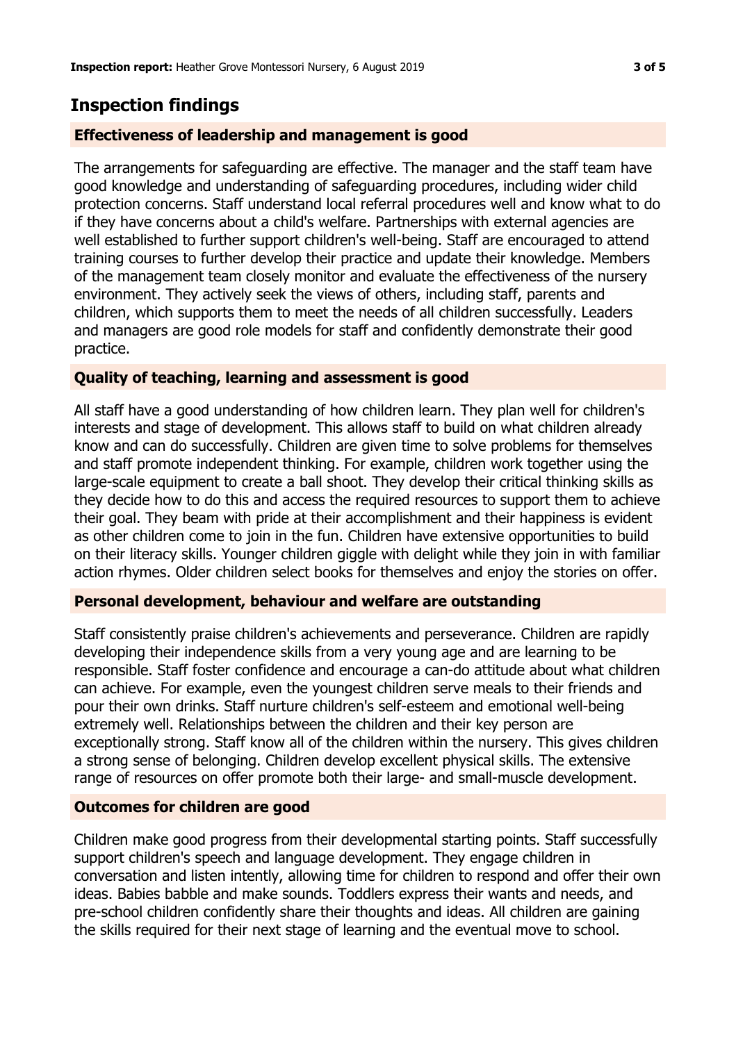## Inspection findings

### Effectiveness of leadership and management is good

The arrangements for safeguarding are effective. The manager and the staff team have good knowledge and understanding of safeguarding procedures, including wider child protection concerns. Staff understand local referral procedures well and know what to do if they have concerns about a child's welfare. Partnerships with external agencies are well established to further support children's well-being. Staff are encouraged to attend training courses to further develop their practice and update their knowledge. Members of the management team closely monitor and evaluate the effectiveness of the nursery environment. They actively seek the views of others, including staff, parents and children, which supports them to meet the needs of all children successfully. Leaders and managers are good role models for staff and confidently demonstrate their good practice.

### Quality of teaching, learning and assessment is good

All staff have a good understanding of how children learn. They plan well for children's interests and stage of development. This allows staff to build on what children already know and can do successfully. Children are given time to solve problems for themselves and staff promote independent thinking. For example, children work together using the large-scale equipment to create a ball shoot. They develop their critical thinking skills as they decide how to do this and access the required resources to support them to achieve their goal. They beam with pride at their accomplishment and their happiness is evident as other children come to join in the fun. Children have extensive opportunities to build on their literacy skills. Younger children giggle with delight while they join in with familiar action rhymes. Older children select books for themselves and enjoy the stories on offer.

### Personal development, behaviour and welfare are outstanding

Staff consistently praise children's achievements and perseverance. Children are rapidly developing their independence skills from a very young age and are learning to be responsible. Staff foster confidence and encourage a can-do attitude about what children can achieve. For example, even the youngest children serve meals to their friends and pour their own drinks. Staff nurture children's self-esteem and emotional well-being extremely well. Relationships between the children and their key person are exceptionally strong. Staff know all of the children within the nursery. This gives children a strong sense of belonging. Children develop excellent physical skills. The extensive range of resources on offer promote both their large- and small-muscle development.

### Outcomes for children are good

Children make good progress from their developmental starting points. Staff successfully support children's speech and language development. They engage children in conversation and listen intently, allowing time for children to respond and offer their own ideas. Babies babble and make sounds. Toddlers express their wants and needs, and pre-school children confidently share their thoughts and ideas. All children are gaining the skills required for their next stage of learning and the eventual move to school.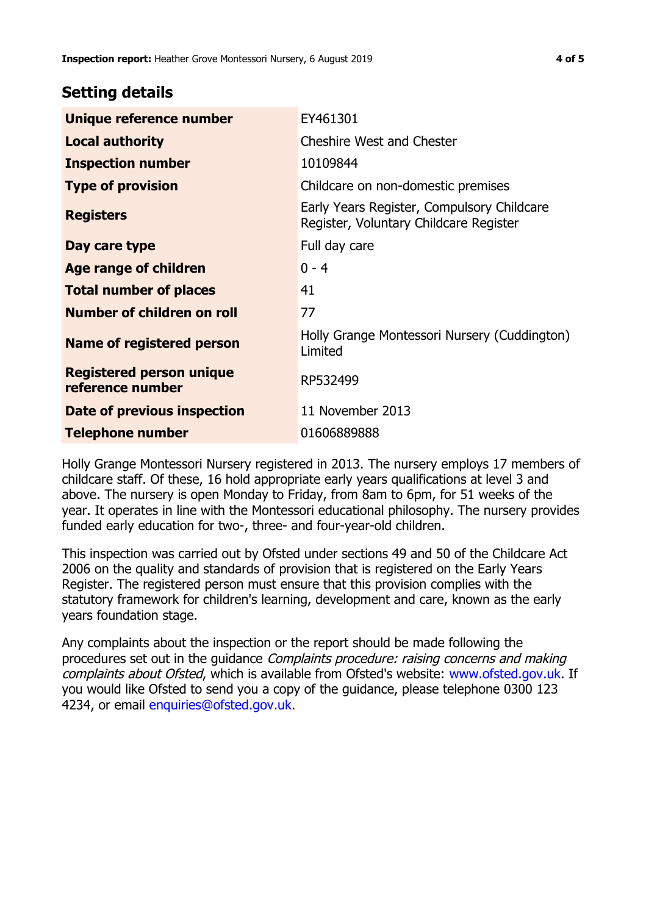## Setting details

| | |
|---|---|
| **Unique reference number** | EY461301 |
| **Local authority** | Cheshire West and Chester |
| **Inspection number** | 10109844 |
| **Type of provision** | Childcare on non-domestic premises |
| **Registers** | Early Years Register, Compulsory Childcare Register, Voluntary Childcare Register |
| **Day care type** | Full day care |
| **Age range of children** | 0 - 4 |
| **Total number of places** | 41 |
| **Number of children on roll** | 77 |
| **Name of registered person** | Holly Grange Montessori Nursery (Cuddington) Limited |
| **Registered person unique reference number** | RP532499 |
| **Date of previous inspection** | 11 November 2013 |
| **Telephone number** | 01606889888 |

Holly Grange Montessori Nursery registered in 2013. The nursery employs 17 members of childcare staff. Of these, 16 hold appropriate early years qualifications at level 3 and above. The nursery is open Monday to Friday, from 8am to 6pm, for 51 weeks of the year. It operates in line with the Montessori educational philosophy. The nursery provides funded early education for two-, three- and four-year-old children.

This inspection was carried out by Ofsted under sections 49 and 50 of the Childcare Act 2006 on the quality and standards of provision that is registered on the Early Years Register. The registered person must ensure that this provision complies with the statutory framework for children's learning, development and care, known as the early years foundation stage.

Any complaints about the inspection or the report should be made following the procedures set out in the guidance *Complaints procedure: raising concerns and making complaints about Ofsted*, which is available from Ofsted's website: www.ofsted.gov.uk. If you would like Ofsted to send you a copy of the guidance, please telephone 0300 123 4234, or email enquiries@ofsted.gov.uk.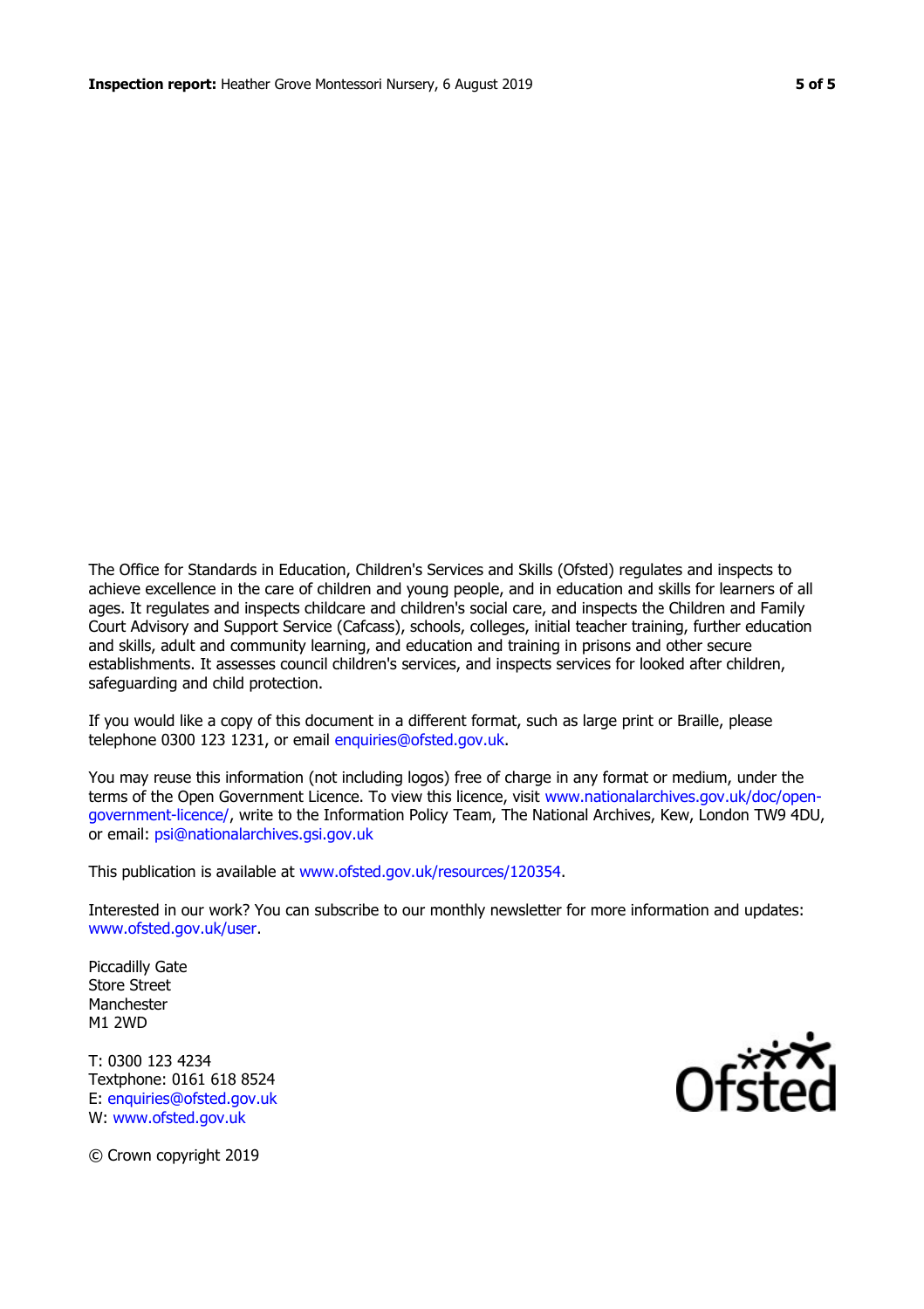The Office for Standards in Education, Children's Services and Skills (Ofsted) regulates and inspects to achieve excellence in the care of children and young people, and in education and skills for learners of all ages. It regulates and inspects childcare and children's social care, and inspects the Children and Family Court Advisory and Support Service (Cafcass), schools, colleges, initial teacher training, further education and skills, adult and community learning, and education and training in prisons and other secure establishments. It assesses council children's services, and inspects services for looked after children, safeguarding and child protection.

If you would like a copy of this document in a different format, such as large print or Braille, please telephone 0300 123 1231, or email enquiries@ofsted.gov.uk.

You may reuse this information (not including logos) free of charge in any format or medium, under the terms of the Open Government Licence. To view this licence, visit www.nationalarchives.gov.uk/doc/open-government-licence/, write to the Information Policy Team, The National Archives, Kew, London TW9 4DU, or email: psi@nationalarchives.gsi.gov.uk

This publication is available at www.ofsted.gov.uk/resources/120354.

Interested in our work? You can subscribe to our monthly newsletter for more information and updates: www.ofsted.gov.uk/user.

Piccadilly Gate
Store Street
Manchester
M1 2WD

T: 0300 123 4234
Textphone: 0161 618 8524
E: enquiries@ofsted.gov.uk
W: www.ofsted.gov.uk

© Crown copyright 2019